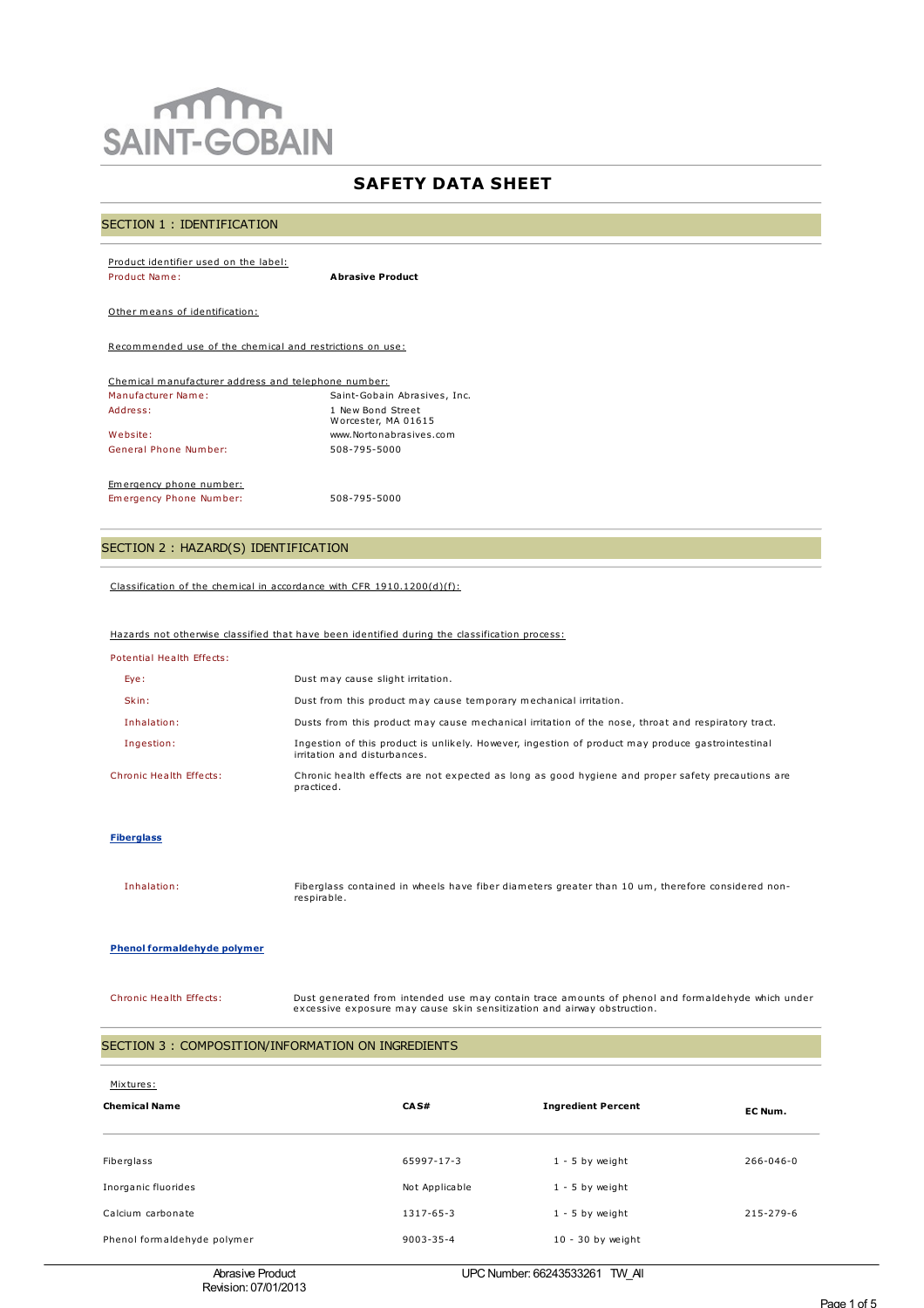SAINT-GOBAIN

# SAFETY DATA SHEET

## SECTION 1 : IDENTIFICATION

Product identifier used on the label:

| | |
|---|---|
| Product Name: | **Abrasive Product** |

Other means of identification:

Recommended use of the chemical and restrictions on use:

Chemical manufacturer address and telephone number:

| | |
|---|---|
| Manufacturer Name: | Saint-Gobain Abrasives, Inc. |
| Address: | 1 New Bond Street<br>Worcester, MA 01615 |
| Website: | www.Nortonabrasives.com |
| General Phone Number: | 508-795-5000 |

Emergency phone number:

| | |
|---|---|
| Emergency Phone Number: | 508-795-5000 |

## SECTION 2 : HAZARD(S) IDENTIFICATION

Classification of the chemical in accordance with CFR 1910.1200(d)(f):

Hazards not otherwise classified that have been identified during the classification process:

Potential Health Effects:

| | |
|---|---|
| Eye: | Dust may cause slight irritation. |
| Skin: | Dust from this product may cause temporary mechanical irritation. |
| Inhalation: | Dusts from this product may cause mechanical irritation of the nose, throat and respiratory tract. |
| Ingestion: | Ingestion of this product is unlikely. However, ingestion of product may produce gastrointestinal irritation and disturbances. |
| Chronic Health Effects: | Chronic health effects are not expected as long as good hygiene and proper safety precautions are practiced. |

**Fiberglass**

| | |
|---|---|
| Inhalation: | Fiberglass contained in wheels have fiber diameters greater than 10 um, therefore considered non-respirable. |

**Phenol formaldehyde polymer**

| | |
|---|---|
| Chronic Health Effects: | Dust generated from intended use may contain trace amounts of phenol and formaldehyde which under excessive exposure may cause skin sensitization and airway obstruction. |

## SECTION 3 : COMPOSITION/INFORMATION ON INGREDIENTS

Mixtures:

| Chemical Name | CAS# | Ingredient Percent | EC Num. |
|---|---|---|---|
| Fiberglass | 65997-17-3 | 1 - 5 by weight | 266-046-0 |
| Inorganic fluorides | Not Applicable | 1 - 5 by weight | |
| Calcium carbonate | 1317-65-3 | 1 - 5 by weight | 215-279-6 |
| Phenol formaldehyde polymer | 9003-35-4 | 10 - 30 by weight | |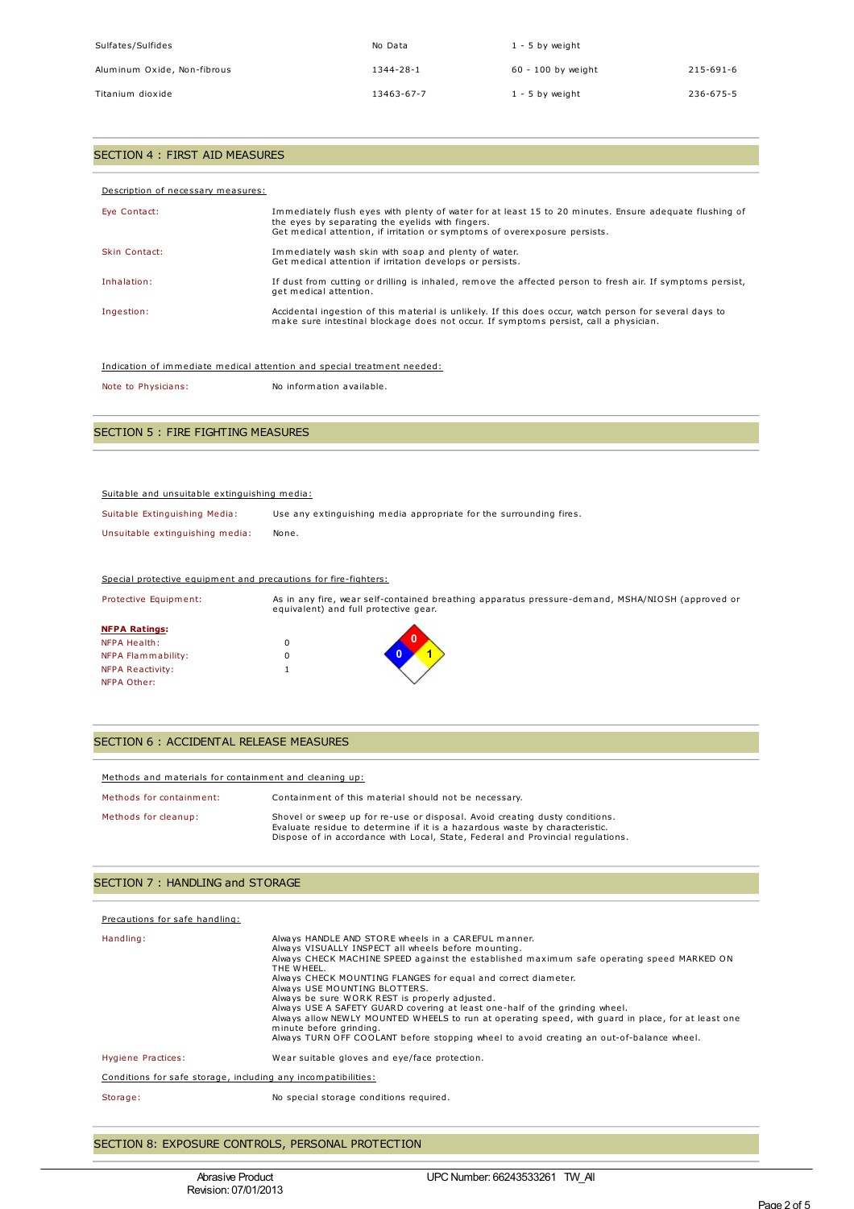| | | | |
|---|---|---|---|
| Sulfates/Sulfides | No Data | 1 - 5 by weight | |
| Aluminum Oxide, Non-fibrous | 1344-28-1 | 60 - 100 by weight | 215-691-6 |
| Titanium dioxide | 13463-67-7 | 1 - 5 by weight | 236-675-5 |

## SECTION 4 : FIRST AID MEASURES

Description of necessary measures:

**Eye Contact:** Immediately flush eyes with plenty of water for at least 15 to 20 minutes. Ensure adequate flushing of the eyes by separating the eyelids with fingers.
Get medical attention, if irritation or symptoms of overexposure persists.

**Skin Contact:** Immediately wash skin with soap and plenty of water.
Get medical attention if irritation develops or persists.

**Inhalation:** If dust from cutting or drilling is inhaled, remove the affected person to fresh air. If symptoms persist, get medical attention.

**Ingestion:** Accidental ingestion of this material is unlikely. If this does occur, watch person for several days to make sure intestinal blockage does not occur. If symptoms persist, call a physician.

Indication of immediate medical attention and special treatment needed:

**Note to Physicians:** No information available.

## SECTION 5 : FIRE FIGHTING MEASURES

Suitable and unsuitable extinguishing media:

**Suitable Extinguishing Media:** Use any extinguishing media appropriate for the surrounding fires.

**Unsuitable extinguishing media:** None.

Special protective equipment and precautions for fire-fighters:

**Protective Equipment:** As in any fire, wear self-contained breathing apparatus pressure-demand, MSHA/NIOSH (approved or equivalent) and full protective gear.

**NFPA Ratings:**

| | |
|---|---|
| NFPA Health: | 0 |
| NFPA Flammability: | 0 |
| NFPA Reactivity: | 1 |
| NFPA Other: | |

## SECTION 6 : ACCIDENTAL RELEASE MEASURES

Methods and materials for containment and cleaning up:

**Methods for containment:** Containment of this material should not be necessary.

**Methods for cleanup:** Shovel or sweep up for re-use or disposal. Avoid creating dusty conditions.
Evaluate residue to determine if it is a hazardous waste by characteristic.
Dispose of in accordance with Local, State, Federal and Provincial regulations.

## SECTION 7 : HANDLING and STORAGE

Precautions for safe handling:

**Handling:**
Always HANDLE AND STORE wheels in a CAREFUL manner.
Always VISUALLY INSPECT all wheels before mounting.
Always CHECK MACHINE SPEED against the established maximum safe operating speed MARKED ON THE WHEEL.
Always CHECK MOUNTING FLANGES for equal and correct diameter.
Always USE MOUNTING BLOTTERS.
Always be sure WORK REST is properly adjusted.
Always USE A SAFETY GUARD covering at least one-half of the grinding wheel.
Always allow NEWLY MOUNTED WHEELS to run at operating speed, with guard in place, for at least one minute before grinding.
Always TURN OFF COOLANT before stopping wheel to avoid creating an out-of-balance wheel.

**Hygiene Practices:** Wear suitable gloves and eye/face protection.

Conditions for safe storage, including any incompatibilities:

**Storage:** No special storage conditions required.

## SECTION 8: EXPOSURE CONTROLS, PERSONAL PROTECTION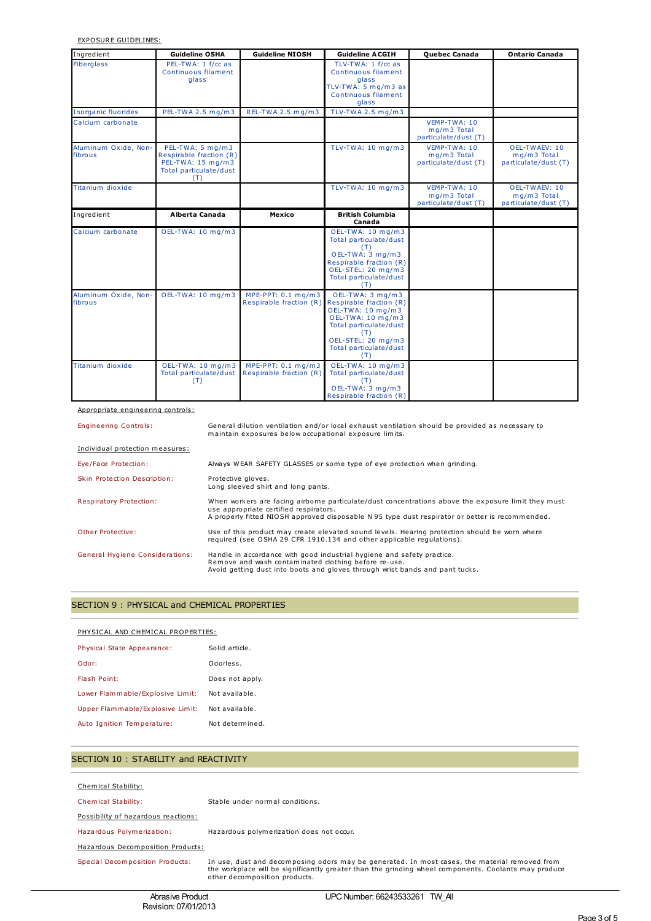EXPOSURE GUIDELINES:

| Ingredient | Guideline OSHA | Guideline NIOSH | Guideline ACGIH | Quebec Canada | Ontario Canada |
|---|---|---|---|---|---|
| Fiberglass | PEL-TWA: 1 f/cc as Continuous filament glass | | TLV-TWA: 1 f/cc as Continuous filament glass TLV-TWA: 5 mg/m3 as Continuous filament glass | | |
| Inorganic fluorides | PEL-TWA 2.5 mg/m3 | REL-TWA 2.5 mg/m3 | TLV-TWA 2.5 mg/m3 | | |
| Calcium carbonate | | | | VEMP-TWA: 10 mg/m3 Total particulate/dust (T) | |
| Aluminum Oxide, Non-fibrous | PEL-TWA: 5 mg/m3 Respirable fraction (R) PEL-TWA: 15 mg/m3 Total particulate/dust (T) | | TLV-TWA: 10 mg/m3 | VEMP-TWA: 10 mg/m3 Total particulate/dust (T) | OEL-TWAEV: 10 mg/m3 Total particulate/dust (T) |
| Titanium dioxide | | | TLV-TWA: 10 mg/m3 | VEMP-TWA: 10 mg/m3 Total particulate/dust (T) | OEL-TWAEV: 10 mg/m3 Total particulate/dust (T) |

| Ingredient | Alberta Canada | Mexico | British Columbia Canada | | |
|---|---|---|---|---|---|
| Calcium carbonate | OEL-TWA: 10 mg/m3 | | OEL-TWA: 10 mg/m3 Total particulate/dust (T) OEL-TWA: 3 mg/m3 Respirable fraction (R) OEL-STEL: 20 mg/m3 Total particulate/dust (T) | | |
| Aluminum Oxide, Non-fibrous | OEL-TWA: 10 mg/m3 | MPE-PPT: 0.1 mg/m3 Respirable fraction (R) | OEL-TWA: 3 mg/m3 Respirable fraction (R) OEL-TWA: 10 mg/m3 OEL-TWA: 10 mg/m3 Total particulate/dust (T) OEL-STEL: 20 mg/m3 Total particulate/dust (T) | | |
| Titanium dioxide | OEL-TWA: 10 mg/m3 Total particulate/dust (T) | MPE-PPT: 0.1 mg/m3 Respirable fraction (R) | OEL-TWA: 10 mg/m3 Total particulate/dust (T) OEL-TWA: 3 mg/m3 Respirable fraction (R) | | |

Appropriate engineering controls:

Engineering Controls: General dilution ventilation and/or local exhaust ventilation should be provided as necessary to maintain exposures below occupational exposure limits.

Individual protection measures:

Eye/Face Protection: Always WEAR SAFETY GLASSES or some type of eye protection when grinding.

Skin Protection Description: Protective gloves.
Long sleeved shirt and long pants.

Respiratory Protection: When workers are facing airborne particulate/dust concentrations above the exposure limit they must use appropriate certified respirators.
A properly fitted NIOSH approved disposable N 95 type dust respirator or better is recommended.

Other Protective: Use of this product may create elevated sound levels. Hearing protection should be worn where required (see OSHA 29 CFR 1910.134 and other applicable regulations).

General Hygiene Considerations: Handle in accordance with good industrial hygiene and safety practice.
Remove and wash contaminated clothing before re-use.
Avoid getting dust into boots and gloves through wrist bands and pant tucks.

## SECTION 9 : PHYSICAL and CHEMICAL PROPERTIES

PHYSICAL AND CHEMICAL PROPERTIES:

Physical State Appearance: Solid article.

Odor: Odorless.

Flash Point: Does not apply.

Lower Flammable/Explosive Limit: Not available.

Upper Flammable/Explosive Limit: Not available.

Auto Ignition Temperature: Not determined.

## SECTION 10 : STABILITY and REACTIVITY

Chemical Stability:

Chemical Stability: Stable under normal conditions.

Possibility of hazardous reactions:

Hazardous Polymerization: Hazardous polymerization does not occur.

Hazardous Decomposition Products:

Special Decomposition Products: In use, dust and decomposing odors may be generated. In most cases, the material removed from the workplace will be significantly greater than the grinding wheel components. Coolants may produce other decomposition products.

Abrasive Product
Revision: 07/01/2013

UPC Number: 66243533261 TW_All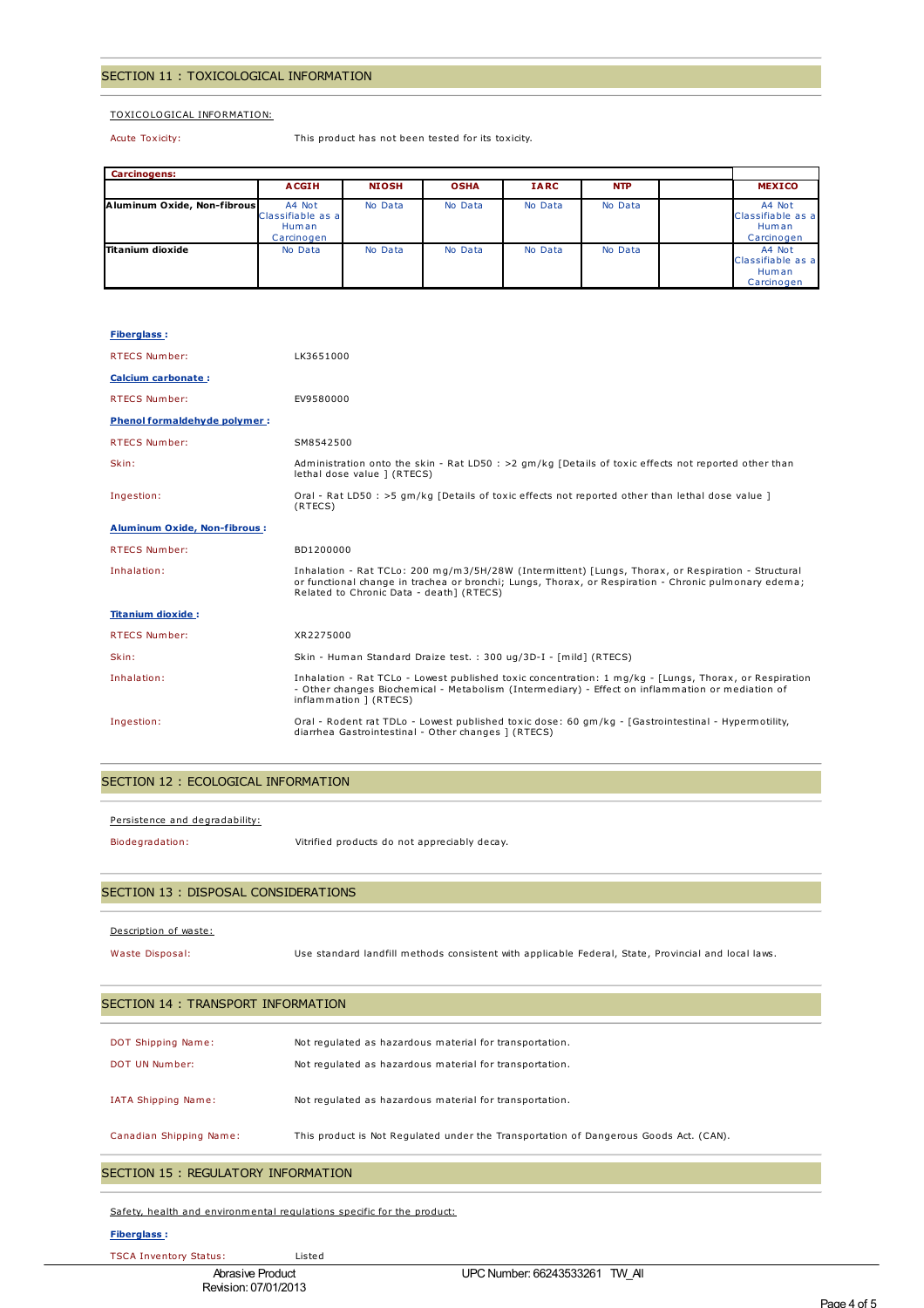## SECTION 11 : TOXICOLOGICAL INFORMATION

TOXICOLOGICAL INFORMATION:

Acute Toxicity: This product has not been tested for its toxicity.

| Carcinogens: | | | | | | | |
|---|---|---|---|---|---|---|---|
| | ACGIH | NIOSH | OSHA | IARC | NTP | | MEXICO |
| Aluminum Oxide, Non-fibrous | A4 Not Classifiable as a Human Carcinogen | No Data | No Data | No Data | No Data | | A4 Not Classifiable as a Human Carcinogen |
| Titanium dioxide | No Data | No Data | No Data | No Data | No Data | | A4 Not Classifiable as a Human Carcinogen |

**Fiberglass :**

RTECS Number: LK3651000

**Calcium carbonate :**

RTECS Number: EV9580000

**Phenol formaldehyde polymer :**

RTECS Number: SM8542500

Skin: Administration onto the skin - Rat LD50 : >2 gm/kg [Details of toxic effects not reported other than lethal dose value ] (RTECS)

Ingestion: Oral - Rat LD50 : >5 gm/kg [Details of toxic effects not reported other than lethal dose value ] (RTECS)

**Aluminum Oxide, Non-fibrous :**

RTECS Number: BD1200000

Inhalation: Inhalation - Rat TCLo: 200 mg/m3/5H/28W (Intermittent) [Lungs, Thorax, or Respiration - Structural or functional change in trachea or bronchi; Lungs, Thorax, or Respiration - Chronic pulmonary edema; Related to Chronic Data - death] (RTECS)

**Titanium dioxide :**

RTECS Number: XR2275000

Skin: Skin - Human Standard Draize test. : 300 ug/3D-I - [mild] (RTECS)

Inhalation: Inhalation - Rat TCLo - Lowest published toxic concentration: 1 mg/kg - [Lungs, Thorax, or Respiration - Other changes Biochemical - Metabolism (Intermediary) - Effect on inflammation or mediation of inflammation ] (RTECS)

Ingestion: Oral - Rodent rat TDLo - Lowest published toxic dose: 60 gm/kg - [Gastrointestinal - Hypermotility, diarrhea Gastrointestinal - Other changes ] (RTECS)

## SECTION 12 : ECOLOGICAL INFORMATION

Persistence and degradability:

Biodegradation: Vitrified products do not appreciably decay.

## SECTION 13 : DISPOSAL CONSIDERATIONS

Description of waste:

Waste Disposal: Use standard landfill methods consistent with applicable Federal, State, Provincial and local laws.

## SECTION 14 : TRANSPORT INFORMATION

DOT Shipping Name: Not regulated as hazardous material for transportation.

DOT UN Number: Not regulated as hazardous material for transportation.

IATA Shipping Name: Not regulated as hazardous material for transportation.

Canadian Shipping Name: This product is Not Regulated under the Transportation of Dangerous Goods Act. (CAN).

## SECTION 15 : REGULATORY INFORMATION

Safety, health and environmental regulations specific for the product:

**Fiberglass :**

TSCA Inventory Status: Listed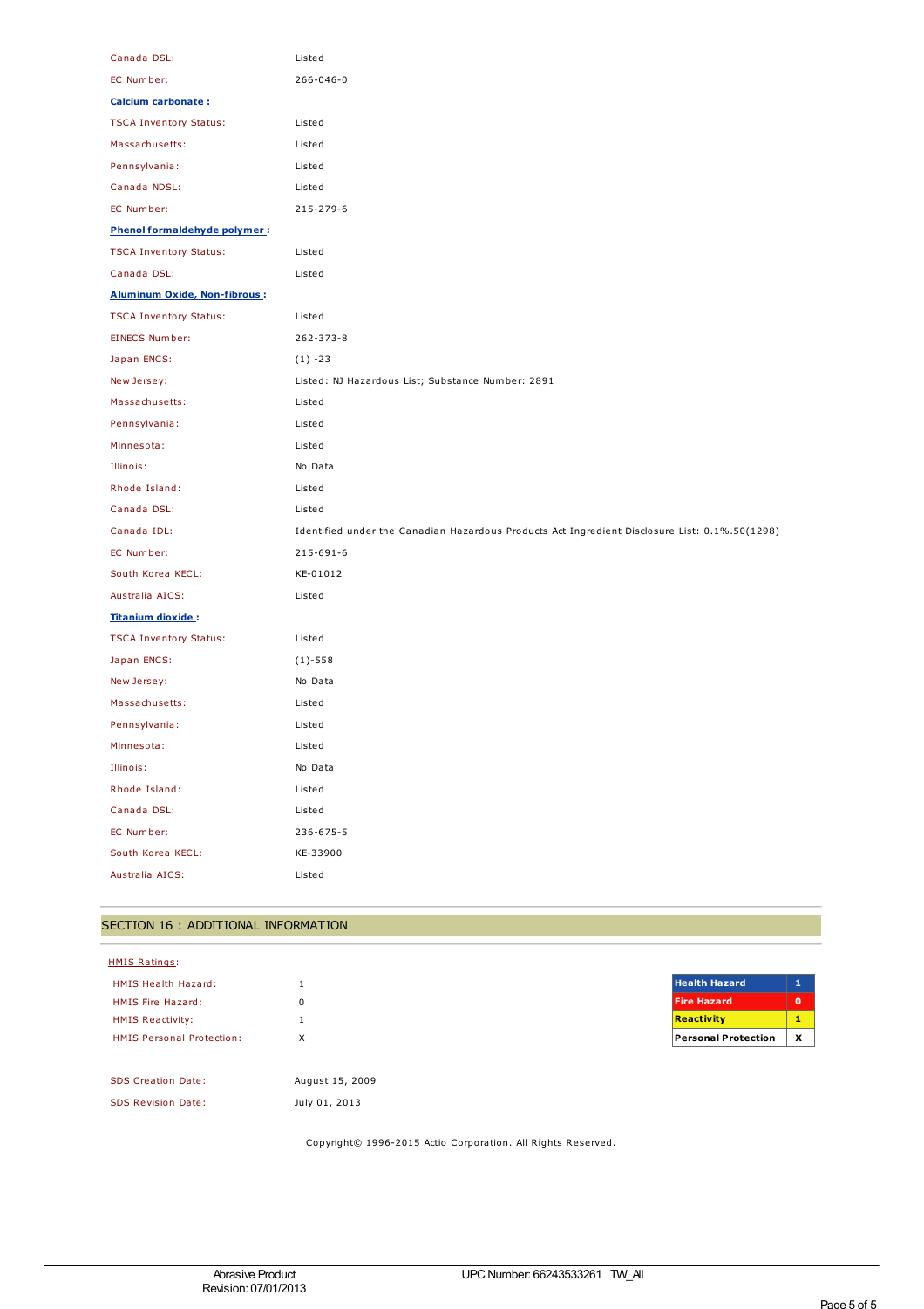| | |
|---|---|
| Canada DSL: | Listed |
| EC Number: | 266-046-0 |

**Calcium carbonate :**

| | |
|---|---|
| TSCA Inventory Status: | Listed |
| Massachusetts: | Listed |
| Pennsylvania: | Listed |
| Canada NDSL: | Listed |
| EC Number: | 215-279-6 |

**Phenol formaldehyde polymer :**

| | |
|---|---|
| TSCA Inventory Status: | Listed |
| Canada DSL: | Listed |

**Aluminum Oxide, Non-fibrous :**

| | |
|---|---|
| TSCA Inventory Status: | Listed |
| EINECS Number: | 262-373-8 |
| Japan ENCS: | (1) -23 |
| New Jersey: | Listed: NJ Hazardous List; Substance Number: 2891 |
| Massachusetts: | Listed |
| Pennsylvania: | Listed |
| Minnesota: | Listed |
| Illinois: | No Data |
| Rhode Island: | Listed |
| Canada DSL: | Listed |
| Canada IDL: | Identified under the Canadian Hazardous Products Act Ingredient Disclosure List: 0.1%.50(1298) |
| EC Number: | 215-691-6 |
| South Korea KECL: | KE-01012 |
| Australia AICS: | Listed |

**Titanium dioxide :**

| | |
|---|---|
| TSCA Inventory Status: | Listed |
| Japan ENCS: | (1)-558 |
| New Jersey: | No Data |
| Massachusetts: | Listed |
| Pennsylvania: | Listed |
| Minnesota: | Listed |
| Illinois: | No Data |
| Rhode Island: | Listed |
| Canada DSL: | Listed |
| EC Number: | 236-675-5 |
| South Korea KECL: | KE-33900 |
| Australia AICS: | Listed |

## SECTION 16 : ADDITIONAL INFORMATION

HMIS Ratings:

| | |
|---|---|
| HMIS Health Hazard: | 1 |
| HMIS Fire Hazard: | 0 |
| HMIS Reactivity: | 1 |
| HMIS Personal Protection: | X |

| | |
|---|---|
| **Health Hazard** | **1** |
| **Fire Hazard** | **0** |
| **Reactivity** | **1** |
| **Personal Protection** | **X** |

| | |
|---|---|
| SDS Creation Date: | August 15, 2009 |
| SDS Revision Date: | July 01, 2013 |

Copyright© 1996-2015 Actio Corporation. All Rights Reserved.

Abrasive Product
Revision: 07/01/2013

UPC Number: 66243533261 TW_All